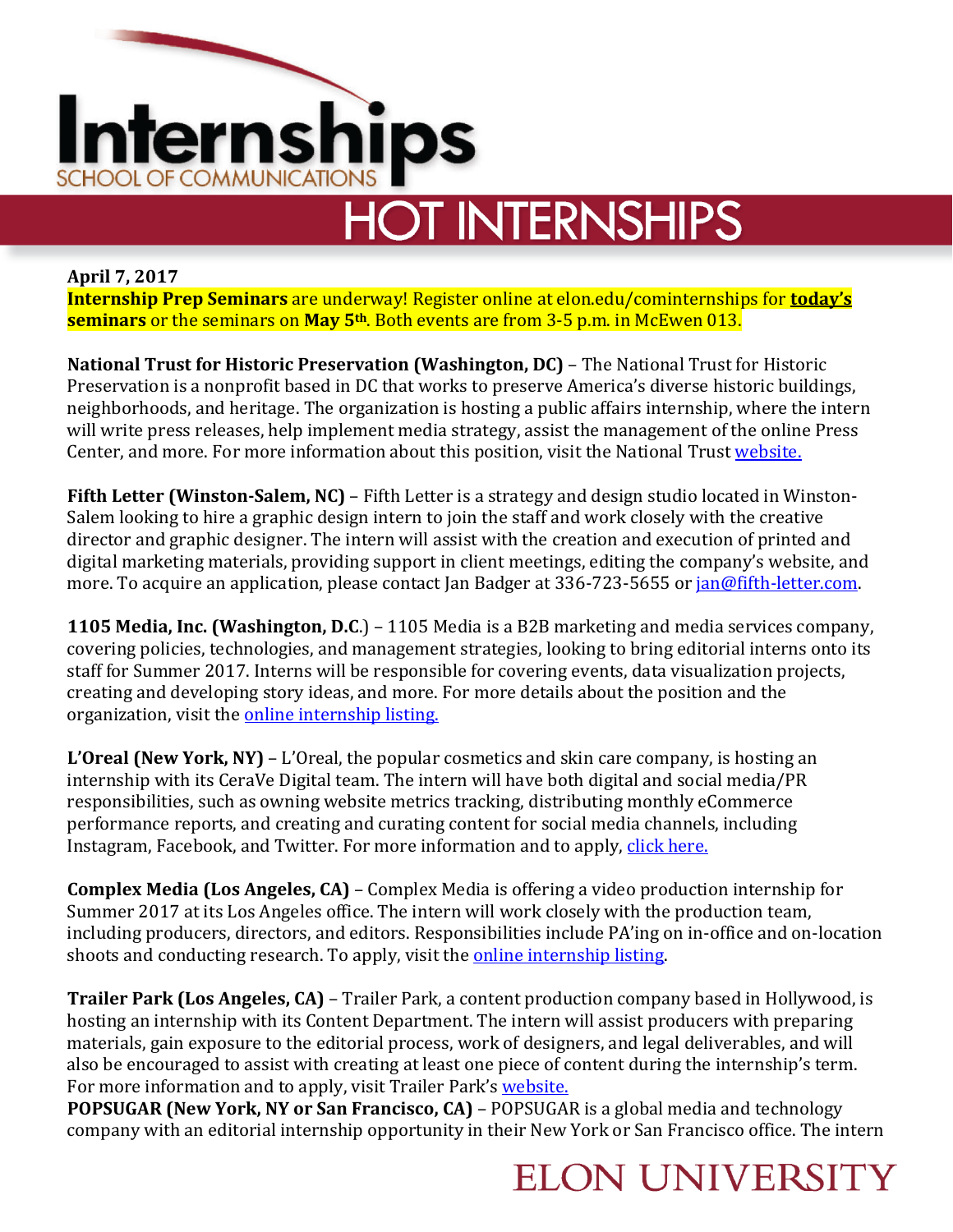# Internships

SCHOOL OF COMMUNICATIONS

## HOT INTERNSHIPS

**April 7, 2017**

**Internship Prep Seminars** are underway! Register online at elon.edu/cominternships for **today's seminars** or the seminars on **May 5th**. Both events are from 3-5 p.m. in McEwen 013.

**National Trust for Historic Preservation (Washington, DC)** – The National Trust for Historic Preservation is a nonprofit based in DC that works to preserve America's diverse historic buildings, neighborhoods, and heritage. The organization is hosting a public affairs internship, where the intern will write press releases, help implement media strategy, assist the management of the online Press Center, and more. For more information about this position, visit the National Trust website.

**Fifth Letter (Winston-Salem, NC)** – Fifth Letter is a strategy and design studio located in Winston-Salem looking to hire a graphic design intern to join the staff and work closely with the creative director and graphic designer. The intern will assist with the creation and execution of printed and digital marketing materials, providing support in client meetings, editing the company's website, and more. To acquire an application, please contact Jan Badger at 336-723-5655 or jan@fifth-letter.com.

**1105 Media, Inc. (Washington, D.C.)** – 1105 Media is a B2B marketing and media services company, covering policies, technologies, and management strategies, looking to bring editorial interns onto its staff for Summer 2017. Interns will be responsible for covering events, data visualization projects, creating and developing story ideas, and more. For more details about the position and the organization, visit the online internship listing.

**L'Oreal (New York, NY)** – L'Oreal, the popular cosmetics and skin care company, is hosting an internship with its CeraVe Digital team. The intern will have both digital and social media/PR responsibilities, such as owning website metrics tracking, distributing monthly eCommerce performance reports, and creating and curating content for social media channels, including Instagram, Facebook, and Twitter. For more information and to apply, click here.

**Complex Media (Los Angeles, CA)** – Complex Media is offering a video production internship for Summer 2017 at its Los Angeles office. The intern will work closely with the production team, including producers, directors, and editors. Responsibilities include PA'ing on in-office and on-location shoots and conducting research. To apply, visit the online internship listing.

**Trailer Park (Los Angeles, CA)** – Trailer Park, a content production company based in Hollywood, is hosting an internship with its Content Department. The intern will assist producers with preparing materials, gain exposure to the editorial process, work of designers, and legal deliverables, and will also be encouraged to assist with creating at least one piece of content during the internship's term. For more information and to apply, visit Trailer Park's website.

**POPSUGAR (New York, NY or San Francisco, CA)** – POPSUGAR is a global media and technology company with an editorial internship opportunity in their New York or San Francisco office. The intern

ELON UNIVERSITY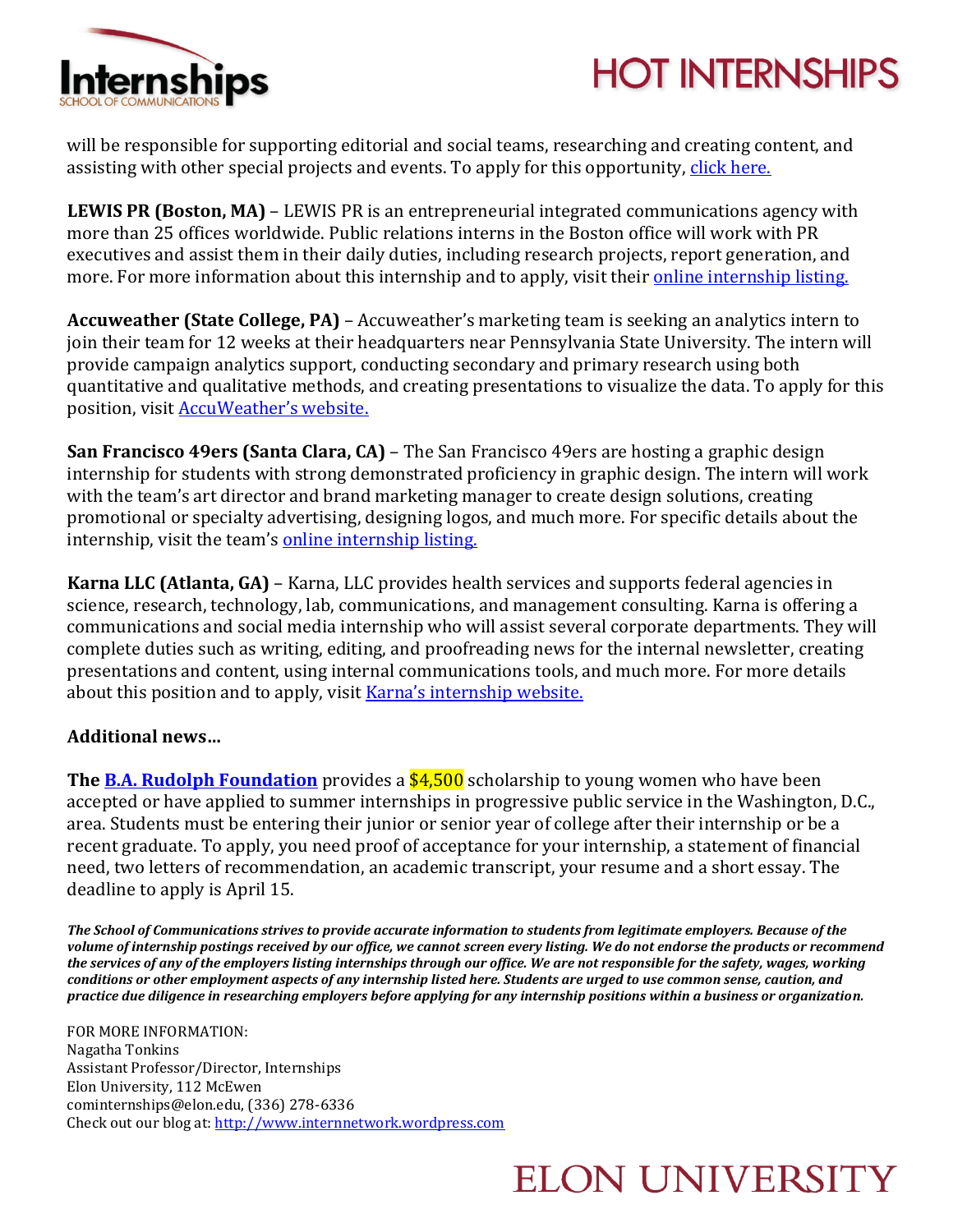will be responsible for supporting editorial and social teams, researching and creating content, and assisting with other special projects and events. To apply for this opportunity, click here.

**LEWIS PR (Boston, MA)** – LEWIS PR is an entrepreneurial integrated communications agency with more than 25 offices worldwide. Public relations interns in the Boston office will work with PR executives and assist them in their daily duties, including research projects, report generation, and more. For more information about this internship and to apply, visit their online internship listing.

**Accuweather (State College, PA)** – Accuweather's marketing team is seeking an analytics intern to join their team for 12 weeks at their headquarters near Pennsylvania State University. The intern will provide campaign analytics support, conducting secondary and primary research using both quantitative and qualitative methods, and creating presentations to visualize the data. To apply for this position, visit AccuWeather's website.

**San Francisco 49ers (Santa Clara, CA)** – The San Francisco 49ers are hosting a graphic design internship for students with strong demonstrated proficiency in graphic design. The intern will work with the team's art director and brand marketing manager to create design solutions, creating promotional or specialty advertising, designing logos, and much more. For specific details about the internship, visit the team's online internship listing.

**Karna LLC (Atlanta, GA)** – Karna, LLC provides health services and supports federal agencies in science, research, technology, lab, communications, and management consulting. Karna is offering a communications and social media internship who will assist several corporate departments. They will complete duties such as writing, editing, and proofreading news for the internal newsletter, creating presentations and content, using internal communications tools, and much more. For more details about this position and to apply, visit Karna's internship website.

**Additional news…**

**The B.A. Rudolph Foundation** provides a $4,500 scholarship to young women who have been accepted or have applied to summer internships in progressive public service in the Washington, D.C., area. Students must be entering their junior or senior year of college after their internship or be a recent graduate. To apply, you need proof of acceptance for your internship, a statement of financial need, two letters of recommendation, an academic transcript, your resume and a short essay. The deadline to apply is April 15.

***The School of Communications strives to provide accurate information to students from legitimate employers. Because of the volume of internship postings received by our office, we cannot screen every listing. We do not endorse the products or recommend the services of any of the employers listing internships through our office. We are not responsible for the safety, wages, working conditions or other employment aspects of any internship listed here. Students are urged to use common sense, caution, and practice due diligence in researching employers before applying for any internship positions within a business or organization.***

FOR MORE INFORMATION:
Nagatha Tonkins
Assistant Professor/Director, Internships
Elon University, 112 McEwen
cominternships@elon.edu, (336) 278-6336
Check out our blog at: http://www.internnetwork.wordpress.com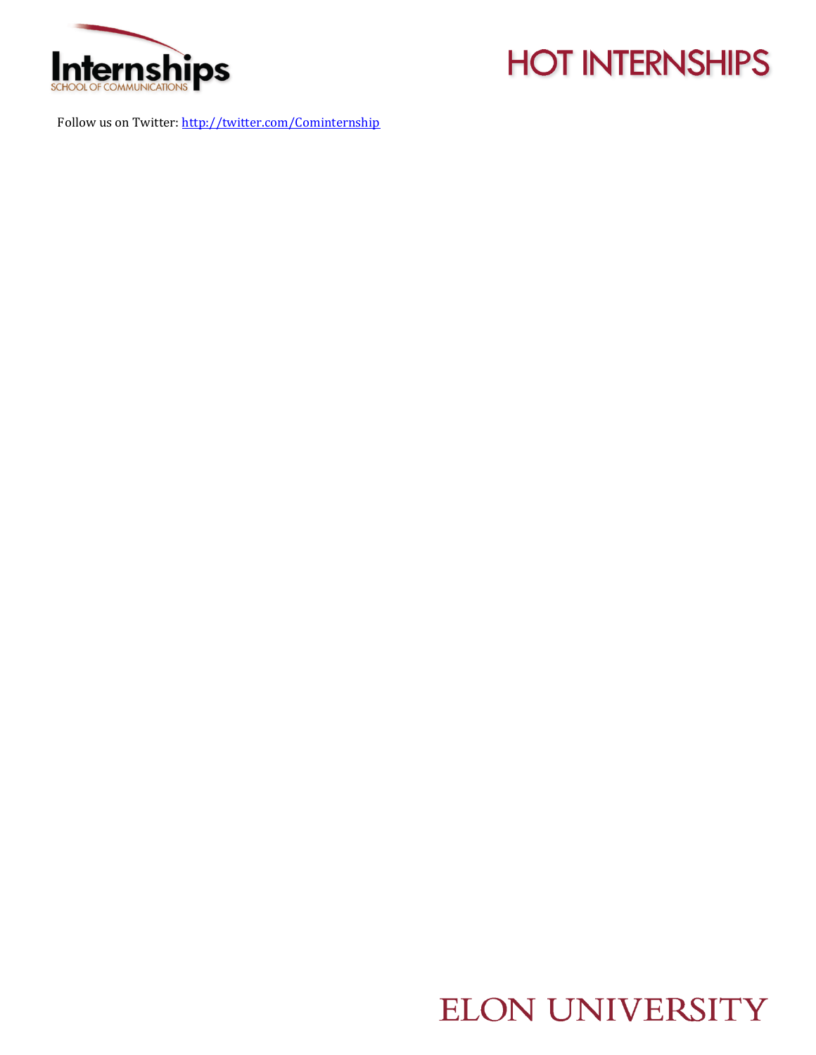Follow us on Twitter: http://twitter.com/Cominternship